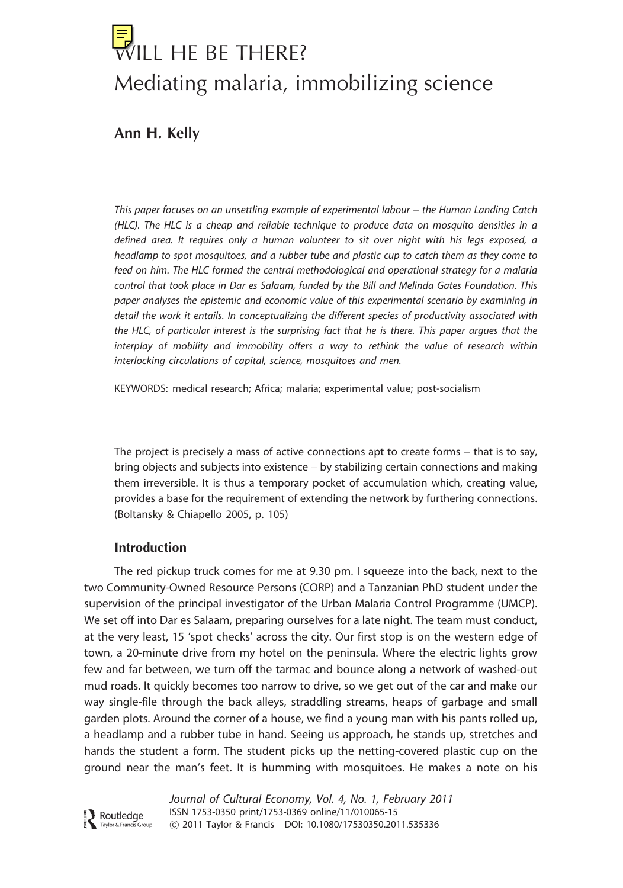# WILL HE BE THERE?
## Mediating malaria, immobilizing science

**Ann H. Kelly**

*This paper focuses on an unsettling example of experimental labour – the Human Landing Catch (HLC). The HLC is a cheap and reliable technique to produce data on mosquito densities in a defined area. It requires only a human volunteer to sit over night with his legs exposed, a headlamp to spot mosquitoes, and a rubber tube and plastic cup to catch them as they come to feed on him. The HLC formed the central methodological and operational strategy for a malaria control that took place in Dar es Salaam, funded by the Bill and Melinda Gates Foundation. This paper analyses the epistemic and economic value of this experimental scenario by examining in detail the work it entails. In conceptualizing the different species of productivity associated with the HLC, of particular interest is the surprising fact that he is there. This paper argues that the interplay of mobility and immobility offers a way to rethink the value of research within interlocking circulations of capital, science, mosquitoes and men.*

KEYWORDS: medical research; Africa; malaria; experimental value; post-socialism

> The project is precisely a mass of active connections apt to create forms – that is to say, bring objects and subjects into existence – by stabilizing certain connections and making them irreversible. It is thus a temporary pocket of accumulation which, creating value, provides a base for the requirement of extending the network by furthering connections. (Boltansky & Chiapello 2005, p. 105)

### Introduction

The red pickup truck comes for me at 9.30 pm. I squeeze into the back, next to the two Community-Owned Resource Persons (CORP) and a Tanzanian PhD student under the supervision of the principal investigator of the Urban Malaria Control Programme (UMCP). We set off into Dar es Salaam, preparing ourselves for a late night. The team must conduct, at the very least, 15 'spot checks' across the city. Our first stop is on the western edge of town, a 20-minute drive from my hotel on the peninsula. Where the electric lights grow few and far between, we turn off the tarmac and bounce along a network of washed-out mud roads. It quickly becomes too narrow to drive, so we get out of the car and make our way single-file through the back alleys, straddling streams, heaps of garbage and small garden plots. Around the corner of a house, we find a young man with his pants rolled up, a headlamp and a rubber tube in hand. Seeing us approach, he stands up, stretches and hands the student a form. The student picks up the netting-covered plastic cup on the ground near the man's feet. It is humming with mosquitoes. He makes a note on his

*Journal of Cultural Economy, Vol. 4, No. 1, February 2011*
ISSN 1753-0350 print/1753-0369 online/11/010065-15
© 2011 Taylor & Francis DOI: 10.1080/17530350.2011.535336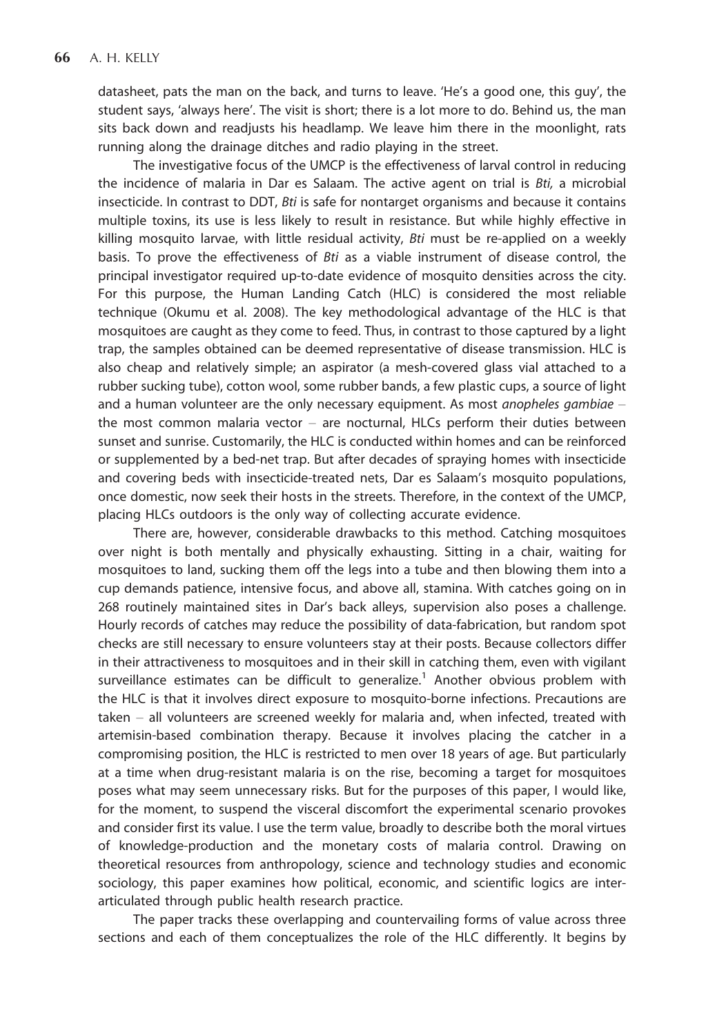datasheet, pats the man on the back, and turns to leave. 'He's a good one, this guy', the student says, 'always here'. The visit is short; there is a lot more to do. Behind us, the man sits back down and readjusts his headlamp. We leave him there in the moonlight, rats running along the drainage ditches and radio playing in the street.

The investigative focus of the UMCP is the effectiveness of larval control in reducing the incidence of malaria in Dar es Salaam. The active agent on trial is *Bti,* a microbial insecticide. In contrast to DDT, *Bti* is safe for nontarget organisms and because it contains multiple toxins, its use is less likely to result in resistance. But while highly effective in killing mosquito larvae, with little residual activity, *Bti* must be re-applied on a weekly basis. To prove the effectiveness of *Bti* as a viable instrument of disease control, the principal investigator required up-to-date evidence of mosquito densities across the city. For this purpose, the Human Landing Catch (HLC) is considered the most reliable technique (Okumu et al. 2008). The key methodological advantage of the HLC is that mosquitoes are caught as they come to feed. Thus, in contrast to those captured by a light trap, the samples obtained can be deemed representative of disease transmission. HLC is also cheap and relatively simple; an aspirator (a mesh-covered glass vial attached to a rubber sucking tube), cotton wool, some rubber bands, a few plastic cups, a source of light and a human volunteer are the only necessary equipment. As most *anopheles gambiae* – the most common malaria vector – are nocturnal, HLCs perform their duties between sunset and sunrise. Customarily, the HLC is conducted within homes and can be reinforced or supplemented by a bed-net trap. But after decades of spraying homes with insecticide and covering beds with insecticide-treated nets, Dar es Salaam's mosquito populations, once domestic, now seek their hosts in the streets. Therefore, in the context of the UMCP, placing HLCs outdoors is the only way of collecting accurate evidence.

There are, however, considerable drawbacks to this method. Catching mosquitoes over night is both mentally and physically exhausting. Sitting in a chair, waiting for mosquitoes to land, sucking them off the legs into a tube and then blowing them into a cup demands patience, intensive focus, and above all, stamina. With catches going on in 268 routinely maintained sites in Dar's back alleys, supervision also poses a challenge. Hourly records of catches may reduce the possibility of data-fabrication, but random spot checks are still necessary to ensure volunteers stay at their posts. Because collectors differ in their attractiveness to mosquitoes and in their skill in catching them, even with vigilant surveillance estimates can be difficult to generalize.[1] Another obvious problem with the HLC is that it involves direct exposure to mosquito-borne infections. Precautions are taken – all volunteers are screened weekly for malaria and, when infected, treated with artemisin-based combination therapy. Because it involves placing the catcher in a compromising position, the HLC is restricted to men over 18 years of age. But particularly at a time when drug-resistant malaria is on the rise, becoming a target for mosquitoes poses what may seem unnecessary risks. But for the purposes of this paper, I would like, for the moment, to suspend the visceral discomfort the experimental scenario provokes and consider first its value. I use the term value, broadly to describe both the moral virtues of knowledge-production and the monetary costs of malaria control. Drawing on theoretical resources from anthropology, science and technology studies and economic sociology, this paper examines how political, economic, and scientific logics are inter-articulated through public health research practice.

The paper tracks these overlapping and countervailing forms of value across three sections and each of them conceptualizes the role of the HLC differently. It begins by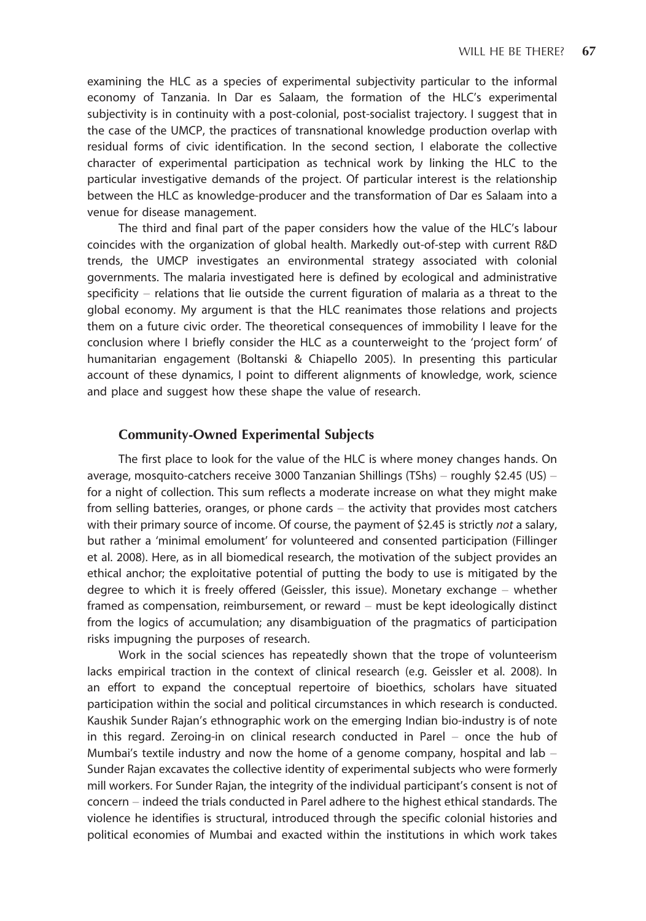examining the HLC as a species of experimental subjectivity particular to the informal economy of Tanzania. In Dar es Salaam, the formation of the HLC's experimental subjectivity is in continuity with a post-colonial, post-socialist trajectory. I suggest that in the case of the UMCP, the practices of transnational knowledge production overlap with residual forms of civic identification. In the second section, I elaborate the collective character of experimental participation as technical work by linking the HLC to the particular investigative demands of the project. Of particular interest is the relationship between the HLC as knowledge-producer and the transformation of Dar es Salaam into a venue for disease management.

The third and final part of the paper considers how the value of the HLC's labour coincides with the organization of global health. Markedly out-of-step with current R&D trends, the UMCP investigates an environmental strategy associated with colonial governments. The malaria investigated here is defined by ecological and administrative specificity – relations that lie outside the current figuration of malaria as a threat to the global economy. My argument is that the HLC reanimates those relations and projects them on a future civic order. The theoretical consequences of immobility I leave for the conclusion where I briefly consider the HLC as a counterweight to the 'project form' of humanitarian engagement (Boltanski & Chiapello 2005). In presenting this particular account of these dynamics, I point to different alignments of knowledge, work, science and place and suggest how these shape the value of research.

## Community-Owned Experimental Subjects

The first place to look for the value of the HLC is where money changes hands. On average, mosquito-catchers receive 3000 Tanzanian Shillings (TShs) – roughly $2.45 (US) – for a night of collection. This sum reflects a moderate increase on what they might make from selling batteries, oranges, or phone cards – the activity that provides most catchers with their primary source of income. Of course, the payment of $2.45 is strictly *not* a salary, but rather a 'minimal emolument' for volunteered and consented participation (Fillinger et al. 2008). Here, as in all biomedical research, the motivation of the subject provides an ethical anchor; the exploitative potential of putting the body to use is mitigated by the degree to which it is freely offered (Geissler, this issue). Monetary exchange – whether framed as compensation, reimbursement, or reward – must be kept ideologically distinct from the logics of accumulation; any disambiguation of the pragmatics of participation risks impugning the purposes of research.

Work in the social sciences has repeatedly shown that the trope of volunteerism lacks empirical traction in the context of clinical research (e.g. Geissler et al. 2008). In an effort to expand the conceptual repertoire of bioethics, scholars have situated participation within the social and political circumstances in which research is conducted. Kaushik Sunder Rajan's ethnographic work on the emerging Indian bio-industry is of note in this regard. Zeroing-in on clinical research conducted in Parel – once the hub of Mumbai's textile industry and now the home of a genome company, hospital and lab – Sunder Rajan excavates the collective identity of experimental subjects who were formerly mill workers. For Sunder Rajan, the integrity of the individual participant's consent is not of concern – indeed the trials conducted in Parel adhere to the highest ethical standards. The violence he identifies is structural, introduced through the specific colonial histories and political economies of Mumbai and exacted within the institutions in which work takes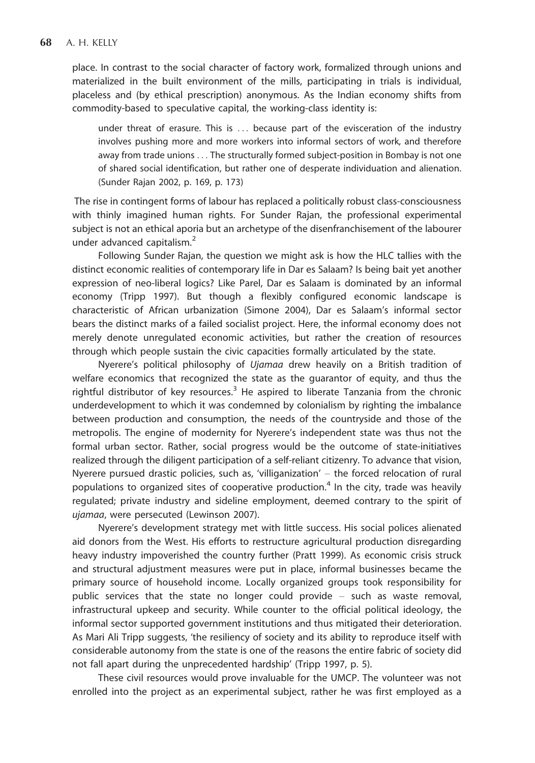place. In contrast to the social character of factory work, formalized through unions and materialized in the built environment of the mills, participating in trials is individual, placeless and (by ethical prescription) anonymous. As the Indian economy shifts from commodity-based to speculative capital, the working-class identity is:

> under threat of erasure. This is ... because part of the evisceration of the industry involves pushing more and more workers into informal sectors of work, and therefore away from trade unions ... The structurally formed subject-position in Bombay is not one of shared social identification, but rather one of desperate individuation and alienation. (Sunder Rajan 2002, p. 169, p. 173)

The rise in contingent forms of labour has replaced a politically robust class-consciousness with thinly imagined human rights. For Sunder Rajan, the professional experimental subject is not an ethical aporia but an archetype of the disenfranchisement of the labourer under advanced capitalism.[2]

Following Sunder Rajan, the question we might ask is how the HLC tallies with the distinct economic realities of contemporary life in Dar es Salaam? Is being bait yet another expression of neo-liberal logics? Like Parel, Dar es Salaam is dominated by an informal economy (Tripp 1997). But though a flexibly configured economic landscape is characteristic of African urbanization (Simone 2004), Dar es Salaam's informal sector bears the distinct marks of a failed socialist project. Here, the informal economy does not merely denote unregulated economic activities, but rather the creation of resources through which people sustain the civic capacities formally articulated by the state.

Nyerere's political philosophy of *Ujamaa* drew heavily on a British tradition of welfare economics that recognized the state as the guarantor of equity, and thus the rightful distributor of key resources.[3] He aspired to liberate Tanzania from the chronic underdevelopment to which it was condemned by colonialism by righting the imbalance between production and consumption, the needs of the countryside and those of the metropolis. The engine of modernity for Nyerere's independent state was thus not the formal urban sector. Rather, social progress would be the outcome of state-initiatives realized through the diligent participation of a self-reliant citizenry. To advance that vision, Nyerere pursued drastic policies, such as, 'villiganization' – the forced relocation of rural populations to organized sites of cooperative production.[4] In the city, trade was heavily regulated; private industry and sideline employment, deemed contrary to the spirit of *ujamaa*, were persecuted (Lewinson 2007).

Nyerere's development strategy met with little success. His social polices alienated aid donors from the West. His efforts to restructure agricultural production disregarding heavy industry impoverished the country further (Pratt 1999). As economic crisis struck and structural adjustment measures were put in place, informal businesses became the primary source of household income. Locally organized groups took responsibility for public services that the state no longer could provide – such as waste removal, infrastructural upkeep and security. While counter to the official political ideology, the informal sector supported government institutions and thus mitigated their deterioration. As Mari Ali Tripp suggests, 'the resiliency of society and its ability to reproduce itself with considerable autonomy from the state is one of the reasons the entire fabric of society did not fall apart during the unprecedented hardship' (Tripp 1997, p. 5).

These civil resources would prove invaluable for the UMCP. The volunteer was not enrolled into the project as an experimental subject, rather he was first employed as a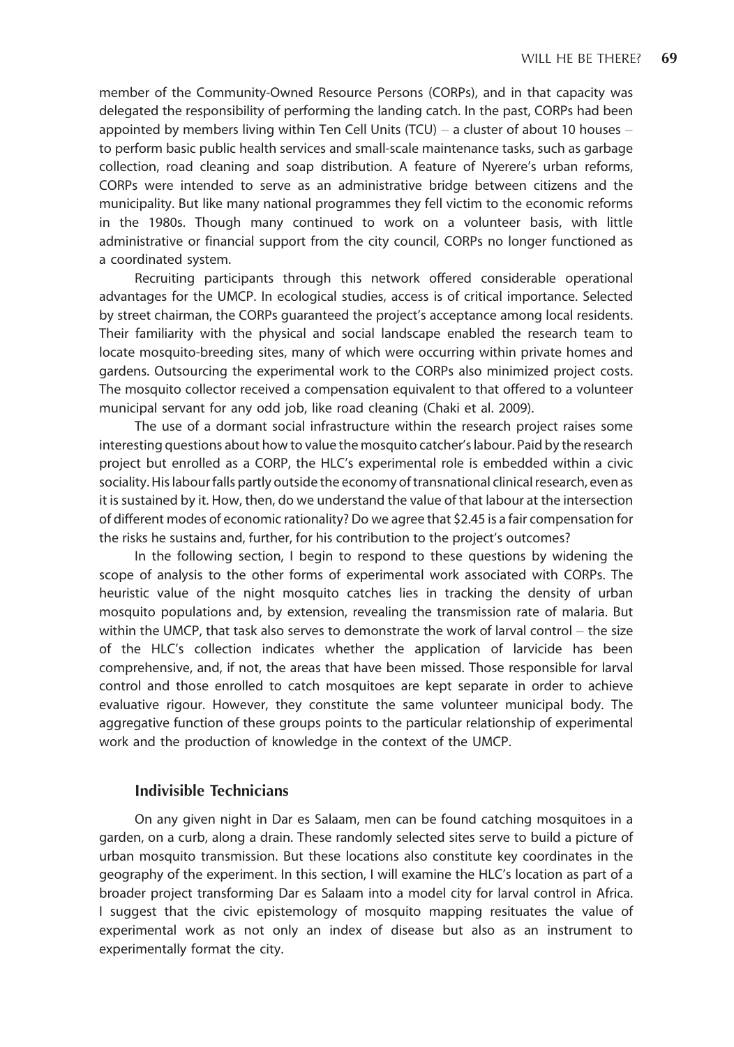member of the Community-Owned Resource Persons (CORPs), and in that capacity was delegated the responsibility of performing the landing catch. In the past, CORPs had been appointed by members living within Ten Cell Units (TCU) – a cluster of about 10 houses – to perform basic public health services and small-scale maintenance tasks, such as garbage collection, road cleaning and soap distribution. A feature of Nyerere's urban reforms, CORPs were intended to serve as an administrative bridge between citizens and the municipality. But like many national programmes they fell victim to the economic reforms in the 1980s. Though many continued to work on a volunteer basis, with little administrative or financial support from the city council, CORPs no longer functioned as a coordinated system.

Recruiting participants through this network offered considerable operational advantages for the UMCP. In ecological studies, access is of critical importance. Selected by street chairman, the CORPs guaranteed the project's acceptance among local residents. Their familiarity with the physical and social landscape enabled the research team to locate mosquito-breeding sites, many of which were occurring within private homes and gardens. Outsourcing the experimental work to the CORPs also minimized project costs. The mosquito collector received a compensation equivalent to that offered to a volunteer municipal servant for any odd job, like road cleaning (Chaki et al. 2009).

The use of a dormant social infrastructure within the research project raises some interesting questions about how to value the mosquito catcher's labour. Paid by the research project but enrolled as a CORP, the HLC's experimental role is embedded within a civic sociality. His labour falls partly outside the economy of transnational clinical research, even as it is sustained by it. How, then, do we understand the value of that labour at the intersection of different modes of economic rationality? Do we agree that \$2.45 is a fair compensation for the risks he sustains and, further, for his contribution to the project's outcomes?

In the following section, I begin to respond to these questions by widening the scope of analysis to the other forms of experimental work associated with CORPs. The heuristic value of the night mosquito catches lies in tracking the density of urban mosquito populations and, by extension, revealing the transmission rate of malaria. But within the UMCP, that task also serves to demonstrate the work of larval control – the size of the HLC's collection indicates whether the application of larvicide has been comprehensive, and, if not, the areas that have been missed. Those responsible for larval control and those enrolled to catch mosquitoes are kept separate in order to achieve evaluative rigour. However, they constitute the same volunteer municipal body. The aggregative function of these groups points to the particular relationship of experimental work and the production of knowledge in the context of the UMCP.

## Indivisible Technicians

On any given night in Dar es Salaam, men can be found catching mosquitoes in a garden, on a curb, along a drain. These randomly selected sites serve to build a picture of urban mosquito transmission. But these locations also constitute key coordinates in the geography of the experiment. In this section, I will examine the HLC's location as part of a broader project transforming Dar es Salaam into a model city for larval control in Africa. I suggest that the civic epistemology of mosquito mapping resituates the value of experimental work as not only an index of disease but also as an instrument to experimentally format the city.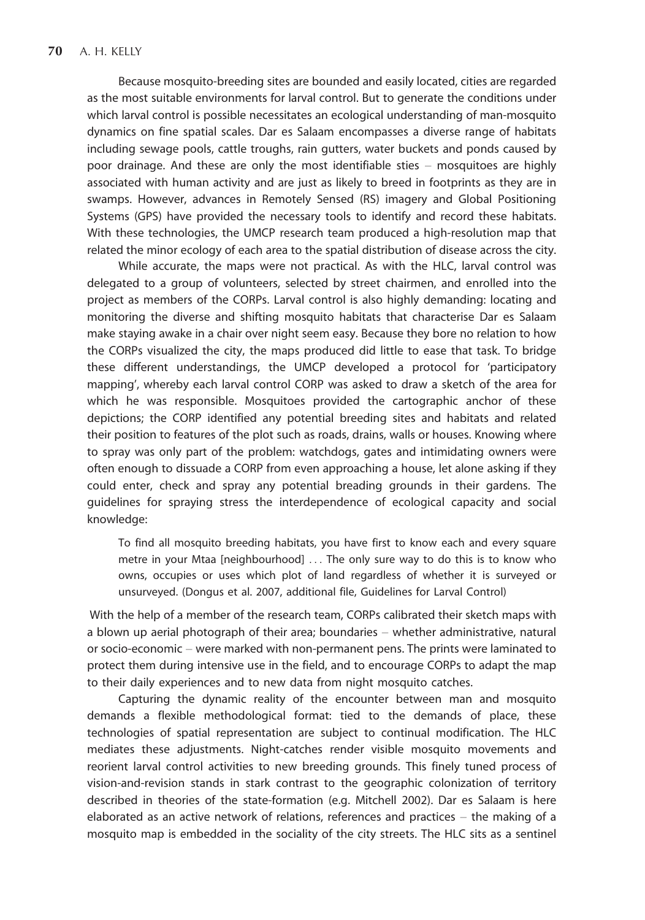Because mosquito-breeding sites are bounded and easily located, cities are regarded as the most suitable environments for larval control. But to generate the conditions under which larval control is possible necessitates an ecological understanding of man-mosquito dynamics on fine spatial scales. Dar es Salaam encompasses a diverse range of habitats including sewage pools, cattle troughs, rain gutters, water buckets and ponds caused by poor drainage. And these are only the most identifiable sties – mosquitoes are highly associated with human activity and are just as likely to breed in footprints as they are in swamps. However, advances in Remotely Sensed (RS) imagery and Global Positioning Systems (GPS) have provided the necessary tools to identify and record these habitats. With these technologies, the UMCP research team produced a high-resolution map that related the minor ecology of each area to the spatial distribution of disease across the city.

While accurate, the maps were not practical. As with the HLC, larval control was delegated to a group of volunteers, selected by street chairmen, and enrolled into the project as members of the CORPs. Larval control is also highly demanding: locating and monitoring the diverse and shifting mosquito habitats that characterise Dar es Salaam make staying awake in a chair over night seem easy. Because they bore no relation to how the CORPs visualized the city, the maps produced did little to ease that task. To bridge these different understandings, the UMCP developed a protocol for 'participatory mapping', whereby each larval control CORP was asked to draw a sketch of the area for which he was responsible. Mosquitoes provided the cartographic anchor of these depictions; the CORP identified any potential breeding sites and habitats and related their position to features of the plot such as roads, drains, walls or houses. Knowing where to spray was only part of the problem: watchdogs, gates and intimidating owners were often enough to dissuade a CORP from even approaching a house, let alone asking if they could enter, check and spray any potential breading grounds in their gardens. The guidelines for spraying stress the interdependence of ecological capacity and social knowledge:

> To find all mosquito breeding habitats, you have first to know each and every square metre in your Mtaa [neighbourhood] ... The only sure way to do this is to know who owns, occupies or uses which plot of land regardless of whether it is surveyed or unsurveyed. (Dongus et al. 2007, additional file, Guidelines for Larval Control)

With the help of a member of the research team, CORPs calibrated their sketch maps with a blown up aerial photograph of their area; boundaries – whether administrative, natural or socio-economic – were marked with non-permanent pens. The prints were laminated to protect them during intensive use in the field, and to encourage CORPs to adapt the map to their daily experiences and to new data from night mosquito catches.

Capturing the dynamic reality of the encounter between man and mosquito demands a flexible methodological format: tied to the demands of place, these technologies of spatial representation are subject to continual modification. The HLC mediates these adjustments. Night-catches render visible mosquito movements and reorient larval control activities to new breeding grounds. This finely tuned process of vision-and-revision stands in stark contrast to the geographic colonization of territory described in theories of the state-formation (e.g. Mitchell 2002). Dar es Salaam is here elaborated as an active network of relations, references and practices – the making of a mosquito map is embedded in the sociality of the city streets. The HLC sits as a sentinel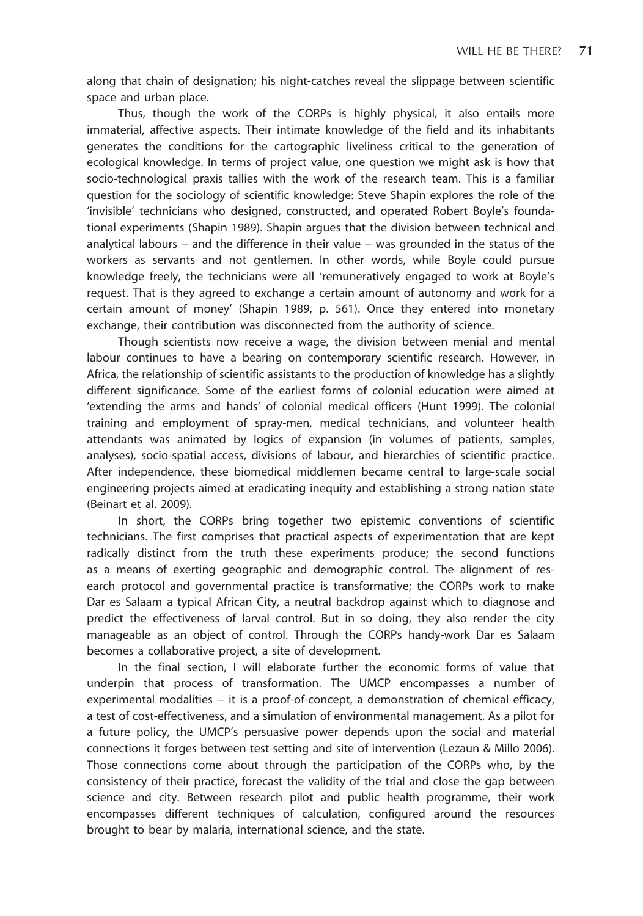along that chain of designation; his night-catches reveal the slippage between scientific space and urban place.

Thus, though the work of the CORPs is highly physical, it also entails more immaterial, affective aspects. Their intimate knowledge of the field and its inhabitants generates the conditions for the cartographic liveliness critical to the generation of ecological knowledge. In terms of project value, one question we might ask is how that socio-technological praxis tallies with the work of the research team. This is a familiar question for the sociology of scientific knowledge: Steve Shapin explores the role of the 'invisible' technicians who designed, constructed, and operated Robert Boyle's foundational experiments (Shapin 1989). Shapin argues that the division between technical and analytical labours – and the difference in their value – was grounded in the status of the workers as servants and not gentlemen. In other words, while Boyle could pursue knowledge freely, the technicians were all 'remuneratively engaged to work at Boyle's request. That is they agreed to exchange a certain amount of autonomy and work for a certain amount of money' (Shapin 1989, p. 561). Once they entered into monetary exchange, their contribution was disconnected from the authority of science.

Though scientists now receive a wage, the division between menial and mental labour continues to have a bearing on contemporary scientific research. However, in Africa, the relationship of scientific assistants to the production of knowledge has a slightly different significance. Some of the earliest forms of colonial education were aimed at 'extending the arms and hands' of colonial medical officers (Hunt 1999). The colonial training and employment of spray-men, medical technicians, and volunteer health attendants was animated by logics of expansion (in volumes of patients, samples, analyses), socio-spatial access, divisions of labour, and hierarchies of scientific practice. After independence, these biomedical middlemen became central to large-scale social engineering projects aimed at eradicating inequity and establishing a strong nation state (Beinart et al. 2009).

In short, the CORPs bring together two epistemic conventions of scientific technicians. The first comprises that practical aspects of experimentation that are kept radically distinct from the truth these experiments produce; the second functions as a means of exerting geographic and demographic control. The alignment of research protocol and governmental practice is transformative; the CORPs work to make Dar es Salaam a typical African City, a neutral backdrop against which to diagnose and predict the effectiveness of larval control. But in so doing, they also render the city manageable as an object of control. Through the CORPs handy-work Dar es Salaam becomes a collaborative project, a site of development.

In the final section, I will elaborate further the economic forms of value that underpin that process of transformation. The UMCP encompasses a number of experimental modalities – it is a proof-of-concept, a demonstration of chemical efficacy, a test of cost-effectiveness, and a simulation of environmental management. As a pilot for a future policy, the UMCP's persuasive power depends upon the social and material connections it forges between test setting and site of intervention (Lezaun & Millo 2006). Those connections come about through the participation of the CORPs who, by the consistency of their practice, forecast the validity of the trial and close the gap between science and city. Between research pilot and public health programme, their work encompasses different techniques of calculation, configured around the resources brought to bear by malaria, international science, and the state.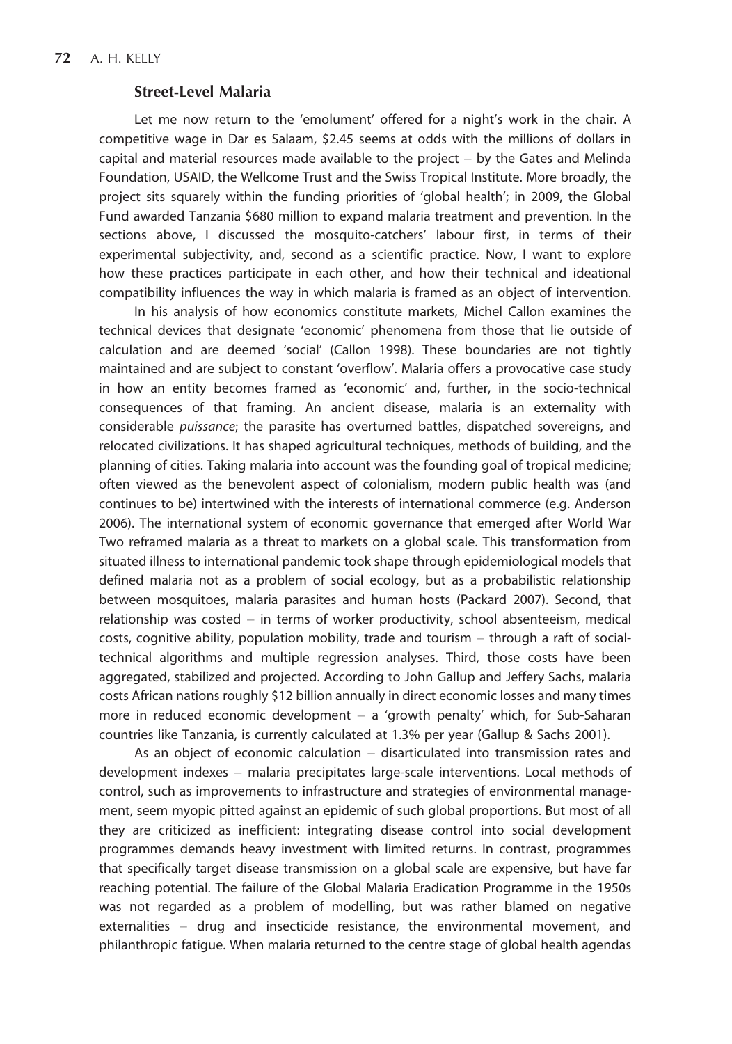### Street-Level Malaria

Let me now return to the 'emolument' offered for a night's work in the chair. A competitive wage in Dar es Salaam, $2.45 seems at odds with the millions of dollars in capital and material resources made available to the project – by the Gates and Melinda Foundation, USAID, the Wellcome Trust and the Swiss Tropical Institute. More broadly, the project sits squarely within the funding priorities of 'global health'; in 2009, the Global Fund awarded Tanzania $680 million to expand malaria treatment and prevention. In the sections above, I discussed the mosquito-catchers' labour first, in terms of their experimental subjectivity, and, second as a scientific practice. Now, I want to explore how these practices participate in each other, and how their technical and ideational compatibility influences the way in which malaria is framed as an object of intervention.

In his analysis of how economics constitute markets, Michel Callon examines the technical devices that designate 'economic' phenomena from those that lie outside of calculation and are deemed 'social' (Callon 1998). These boundaries are not tightly maintained and are subject to constant 'overflow'. Malaria offers a provocative case study in how an entity becomes framed as 'economic' and, further, in the socio-technical consequences of that framing. An ancient disease, malaria is an externality with considerable *puissance*; the parasite has overturned battles, dispatched sovereigns, and relocated civilizations. It has shaped agricultural techniques, methods of building, and the planning of cities. Taking malaria into account was the founding goal of tropical medicine; often viewed as the benevolent aspect of colonialism, modern public health was (and continues to be) intertwined with the interests of international commerce (e.g. Anderson 2006). The international system of economic governance that emerged after World War Two reframed malaria as a threat to markets on a global scale. This transformation from situated illness to international pandemic took shape through epidemiological models that defined malaria not as a problem of social ecology, but as a probabilistic relationship between mosquitoes, malaria parasites and human hosts (Packard 2007). Second, that relationship was costed – in terms of worker productivity, school absenteeism, medical costs, cognitive ability, population mobility, trade and tourism – through a raft of social-technical algorithms and multiple regression analyses. Third, those costs have been aggregated, stabilized and projected. According to John Gallup and Jeffery Sachs, malaria costs African nations roughly $12 billion annually in direct economic losses and many times more in reduced economic development – a 'growth penalty' which, for Sub-Saharan countries like Tanzania, is currently calculated at 1.3% per year (Gallup & Sachs 2001).

As an object of economic calculation – disarticulated into transmission rates and development indexes – malaria precipitates large-scale interventions. Local methods of control, such as improvements to infrastructure and strategies of environmental management, seem myopic pitted against an epidemic of such global proportions. But most of all they are criticized as inefficient: integrating disease control into social development programmes demands heavy investment with limited returns. In contrast, programmes that specifically target disease transmission on a global scale are expensive, but have far reaching potential. The failure of the Global Malaria Eradication Programme in the 1950s was not regarded as a problem of modelling, but was rather blamed on negative externalities – drug and insecticide resistance, the environmental movement, and philanthropic fatigue. When malaria returned to the centre stage of global health agendas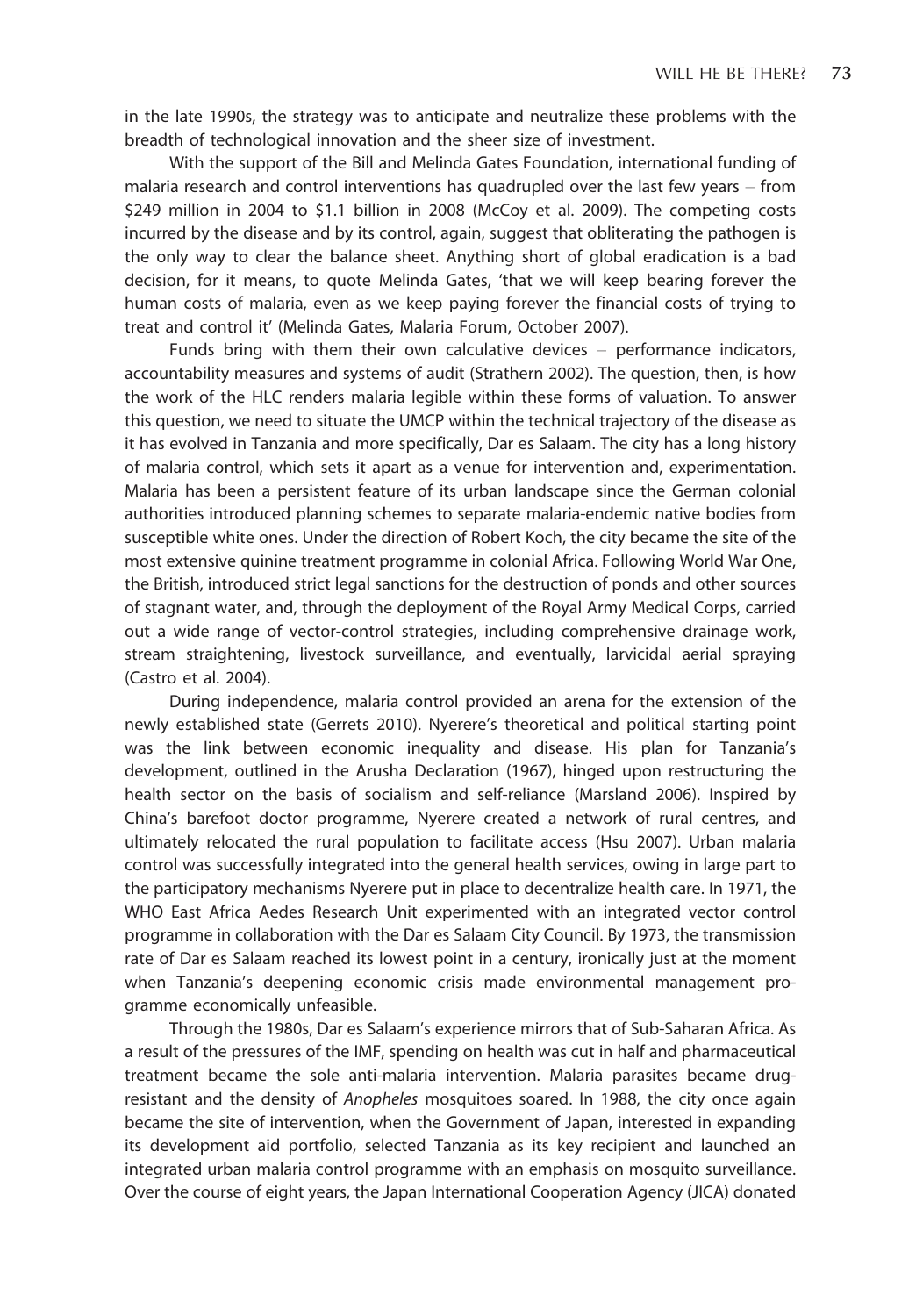in the late 1990s, the strategy was to anticipate and neutralize these problems with the breadth of technological innovation and the sheer size of investment.

With the support of the Bill and Melinda Gates Foundation, international funding of malaria research and control interventions has quadrupled over the last few years – from $249 million in 2004 to $1.1 billion in 2008 (McCoy et al. 2009). The competing costs incurred by the disease and by its control, again, suggest that obliterating the pathogen is the only way to clear the balance sheet. Anything short of global eradication is a bad decision, for it means, to quote Melinda Gates, 'that we will keep bearing forever the human costs of malaria, even as we keep paying forever the financial costs of trying to treat and control it' (Melinda Gates, Malaria Forum, October 2007).

Funds bring with them their own calculative devices – performance indicators, accountability measures and systems of audit (Strathern 2002). The question, then, is how the work of the HLC renders malaria legible within these forms of valuation. To answer this question, we need to situate the UMCP within the technical trajectory of the disease as it has evolved in Tanzania and more specifically, Dar es Salaam. The city has a long history of malaria control, which sets it apart as a venue for intervention and, experimentation. Malaria has been a persistent feature of its urban landscape since the German colonial authorities introduced planning schemes to separate malaria-endemic native bodies from susceptible white ones. Under the direction of Robert Koch, the city became the site of the most extensive quinine treatment programme in colonial Africa. Following World War One, the British, introduced strict legal sanctions for the destruction of ponds and other sources of stagnant water, and, through the deployment of the Royal Army Medical Corps, carried out a wide range of vector-control strategies, including comprehensive drainage work, stream straightening, livestock surveillance, and eventually, larvicidal aerial spraying (Castro et al. 2004).

During independence, malaria control provided an arena for the extension of the newly established state (Gerrets 2010). Nyerere's theoretical and political starting point was the link between economic inequality and disease. His plan for Tanzania's development, outlined in the Arusha Declaration (1967), hinged upon restructuring the health sector on the basis of socialism and self-reliance (Marsland 2006). Inspired by China's barefoot doctor programme, Nyerere created a network of rural centres, and ultimately relocated the rural population to facilitate access (Hsu 2007). Urban malaria control was successfully integrated into the general health services, owing in large part to the participatory mechanisms Nyerere put in place to decentralize health care. In 1971, the WHO East Africa Aedes Research Unit experimented with an integrated vector control programme in collaboration with the Dar es Salaam City Council. By 1973, the transmission rate of Dar es Salaam reached its lowest point in a century, ironically just at the moment when Tanzania's deepening economic crisis made environmental management programme economically unfeasible.

Through the 1980s, Dar es Salaam's experience mirrors that of Sub-Saharan Africa. As a result of the pressures of the IMF, spending on health was cut in half and pharmaceutical treatment became the sole anti-malaria intervention. Malaria parasites became drug-resistant and the density of *Anopheles* mosquitoes soared. In 1988, the city once again became the site of intervention, when the Government of Japan, interested in expanding its development aid portfolio, selected Tanzania as its key recipient and launched an integrated urban malaria control programme with an emphasis on mosquito surveillance. Over the course of eight years, the Japan International Cooperation Agency (JICA) donated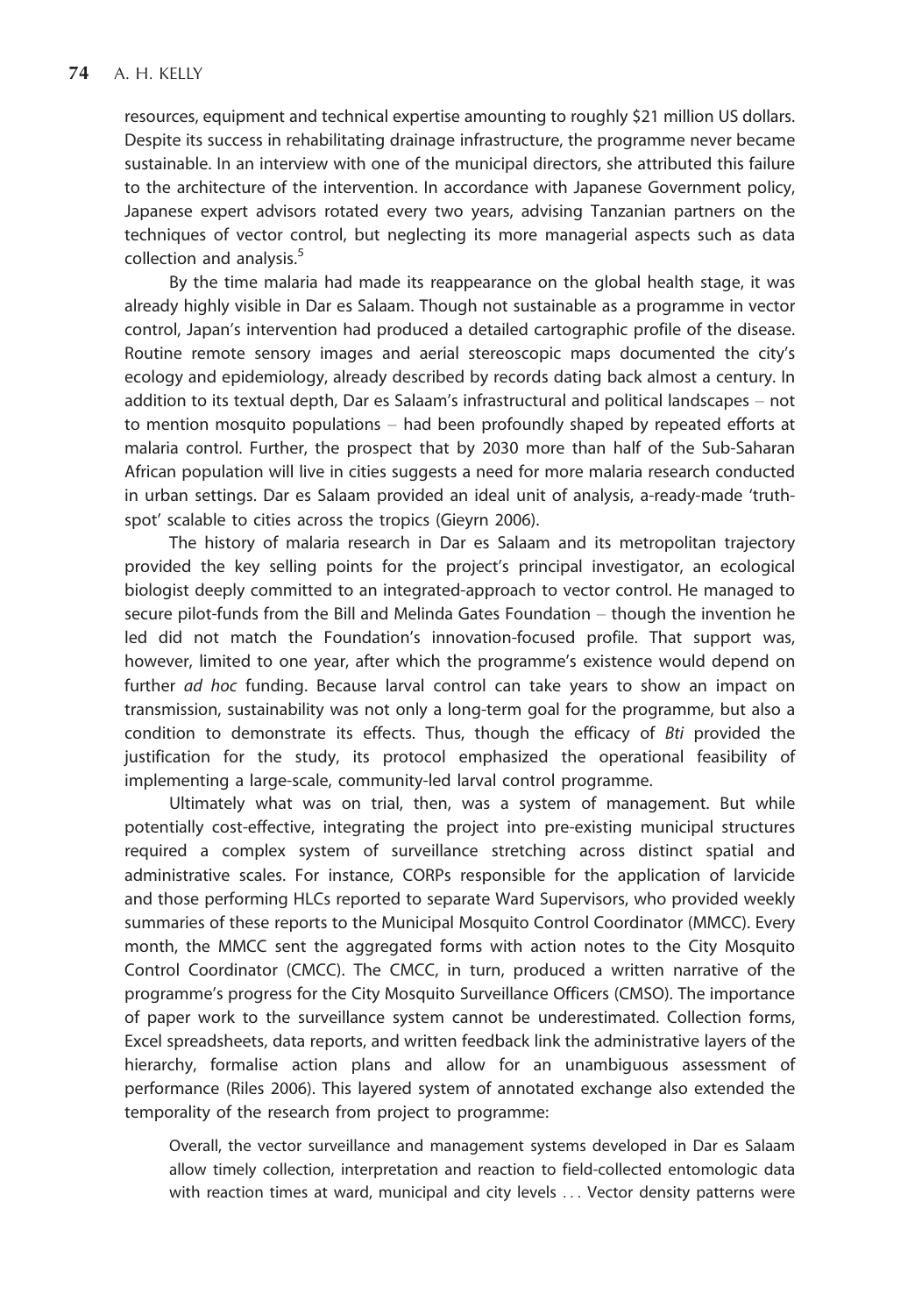resources, equipment and technical expertise amounting to roughly $21 million US dollars. Despite its success in rehabilitating drainage infrastructure, the programme never became sustainable. In an interview with one of the municipal directors, she attributed this failure to the architecture of the intervention. In accordance with Japanese Government policy, Japanese expert advisors rotated every two years, advising Tanzanian partners on the techniques of vector control, but neglecting its more managerial aspects such as data collection and analysis.[5]

By the time malaria had made its reappearance on the global health stage, it was already highly visible in Dar es Salaam. Though not sustainable as a programme in vector control, Japan's intervention had produced a detailed cartographic profile of the disease. Routine remote sensory images and aerial stereoscopic maps documented the city's ecology and epidemiology, already described by records dating back almost a century. In addition to its textual depth, Dar es Salaam's infrastructural and political landscapes – not to mention mosquito populations – had been profoundly shaped by repeated efforts at malaria control. Further, the prospect that by 2030 more than half of the Sub-Saharan African population will live in cities suggests a need for more malaria research conducted in urban settings. Dar es Salaam provided an ideal unit of analysis, a-ready-made 'truth-spot' scalable to cities across the tropics (Gieyrn 2006).

The history of malaria research in Dar es Salaam and its metropolitan trajectory provided the key selling points for the project's principal investigator, an ecological biologist deeply committed to an integrated-approach to vector control. He managed to secure pilot-funds from the Bill and Melinda Gates Foundation – though the invention he led did not match the Foundation's innovation-focused profile. That support was, however, limited to one year, after which the programme's existence would depend on further *ad hoc* funding. Because larval control can take years to show an impact on transmission, sustainability was not only a long-term goal for the programme, but also a condition to demonstrate its effects. Thus, though the efficacy of *Bti* provided the justification for the study, its protocol emphasized the operational feasibility of implementing a large-scale, community-led larval control programme.

Ultimately what was on trial, then, was a system of management. But while potentially cost-effective, integrating the project into pre-existing municipal structures required a complex system of surveillance stretching across distinct spatial and administrative scales. For instance, CORPs responsible for the application of larvicide and those performing HLCs reported to separate Ward Supervisors, who provided weekly summaries of these reports to the Municipal Mosquito Control Coordinator (MMCC). Every month, the MMCC sent the aggregated forms with action notes to the City Mosquito Control Coordinator (CMCC). The CMCC, in turn, produced a written narrative of the programme's progress for the City Mosquito Surveillance Officers (CMSO). The importance of paper work to the surveillance system cannot be underestimated. Collection forms, Excel spreadsheets, data reports, and written feedback link the administrative layers of the hierarchy, formalise action plans and allow for an unambiguous assessment of performance (Riles 2006). This layered system of annotated exchange also extended the temporality of the research from project to programme:

> Overall, the vector surveillance and management systems developed in Dar es Salaam allow timely collection, interpretation and reaction to field-collected entomologic data with reaction times at ward, municipal and city levels ... Vector density patterns were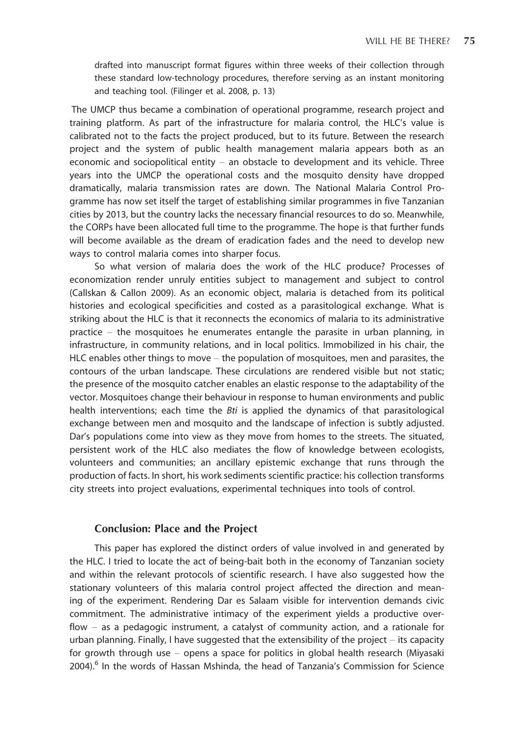drafted into manuscript format figures within three weeks of their collection through these standard low-technology procedures, therefore serving as an instant monitoring and teaching tool. (Filinger et al. 2008, p. 13)

The UMCP thus became a combination of operational programme, research project and training platform. As part of the infrastructure for malaria control, the HLC's value is calibrated not to the facts the project produced, but to its future. Between the research project and the system of public health management malaria appears both as an economic and sociopolitical entity – an obstacle to development and its vehicle. Three years into the UMCP the operational costs and the mosquito density have dropped dramatically, malaria transmission rates are down. The National Malaria Control Programme has now set itself the target of establishing similar programmes in five Tanzanian cities by 2013, but the country lacks the necessary financial resources to do so. Meanwhile, the CORPs have been allocated full time to the programme. The hope is that further funds will become available as the dream of eradication fades and the need to develop new ways to control malaria comes into sharper focus.

So what version of malaria does the work of the HLC produce? Processes of economization render unruly entities subject to management and subject to control (Callskan & Callon 2009). As an economic object, malaria is detached from its political histories and ecological specificities and costed as a parasitological exchange. What is striking about the HLC is that it reconnects the economics of malaria to its administrative practice – the mosquitoes he enumerates entangle the parasite in urban planning, in infrastructure, in community relations, and in local politics. Immobilized in his chair, the HLC enables other things to move – the population of mosquitoes, men and parasites, the contours of the urban landscape. These circulations are rendered visible but not static; the presence of the mosquito catcher enables an elastic response to the adaptability of the vector. Mosquitoes change their behaviour in response to human environments and public health interventions; each time the *Bti* is applied the dynamics of that parasitological exchange between men and mosquito and the landscape of infection is subtly adjusted. Dar's populations come into view as they move from homes to the streets. The situated, persistent work of the HLC also mediates the flow of knowledge between ecologists, volunteers and communities; an ancillary epistemic exchange that runs through the production of facts. In short, his work sediments scientific practice: his collection transforms city streets into project evaluations, experimental techniques into tools of control.

## Conclusion: Place and the Project

This paper has explored the distinct orders of value involved in and generated by the HLC. I tried to locate the act of being-bait both in the economy of Tanzanian society and within the relevant protocols of scientific research. I have also suggested how the stationary volunteers of this malaria control project affected the direction and meaning of the experiment. Rendering Dar es Salaam visible for intervention demands civic commitment. The administrative intimacy of the experiment yields a productive overflow – as a pedagogic instrument, a catalyst of community action, and a rationale for urban planning. Finally, I have suggested that the extensibility of the project – its capacity for growth through use – opens a space for politics in global health research (Miyasaki 2004).[6] In the words of Hassan Mshinda, the head of Tanzania's Commission for Science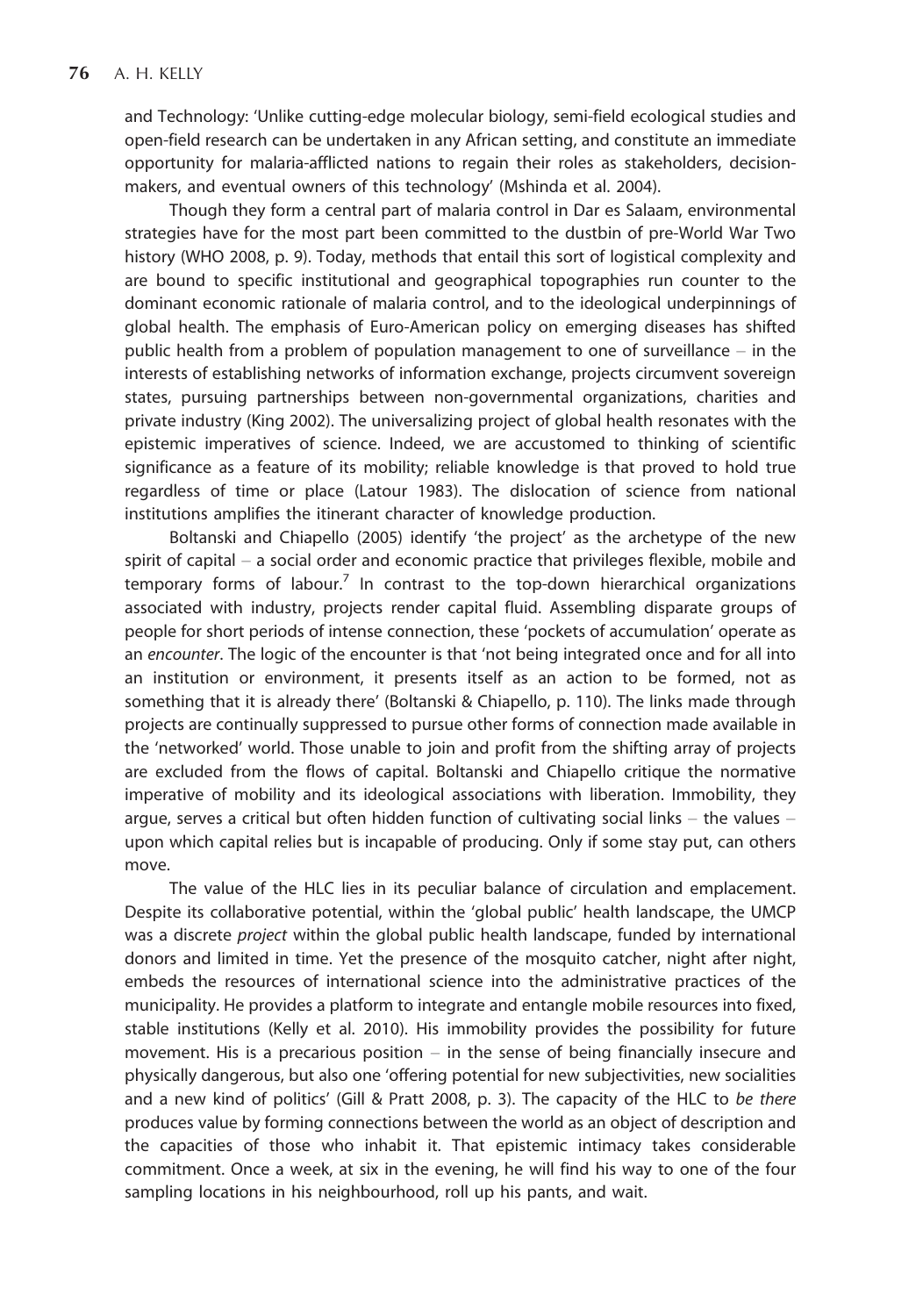and Technology: 'Unlike cutting-edge molecular biology, semi-field ecological studies and open-field research can be undertaken in any African setting, and constitute an immediate opportunity for malaria-afflicted nations to regain their roles as stakeholders, decision-makers, and eventual owners of this technology' (Mshinda et al. 2004).

Though they form a central part of malaria control in Dar es Salaam, environmental strategies have for the most part been committed to the dustbin of pre-World War Two history (WHO 2008, p. 9). Today, methods that entail this sort of logistical complexity and are bound to specific institutional and geographical topographies run counter to the dominant economic rationale of malaria control, and to the ideological underpinnings of global health. The emphasis of Euro-American policy on emerging diseases has shifted public health from a problem of population management to one of surveillance – in the interests of establishing networks of information exchange, projects circumvent sovereign states, pursuing partnerships between non-governmental organizations, charities and private industry (King 2002). The universalizing project of global health resonates with the epistemic imperatives of science. Indeed, we are accustomed to thinking of scientific significance as a feature of its mobility; reliable knowledge is that proved to hold true regardless of time or place (Latour 1983). The dislocation of science from national institutions amplifies the itinerant character of knowledge production.

Boltanski and Chiapello (2005) identify 'the project' as the archetype of the new spirit of capital – a social order and economic practice that privileges flexible, mobile and temporary forms of labour.[7] In contrast to the top-down hierarchical organizations associated with industry, projects render capital fluid. Assembling disparate groups of people for short periods of intense connection, these 'pockets of accumulation' operate as an *encounter*. The logic of the encounter is that 'not being integrated once and for all into an institution or environment, it presents itself as an action to be formed, not as something that it is already there' (Boltanski & Chiapello, p. 110). The links made through projects are continually suppressed to pursue other forms of connection made available in the 'networked' world. Those unable to join and profit from the shifting array of projects are excluded from the flows of capital. Boltanski and Chiapello critique the normative imperative of mobility and its ideological associations with liberation. Immobility, they argue, serves a critical but often hidden function of cultivating social links – the values – upon which capital relies but is incapable of producing. Only if some stay put, can others move.

The value of the HLC lies in its peculiar balance of circulation and emplacement. Despite its collaborative potential, within the 'global public' health landscape, the UMCP was a discrete *project* within the global public health landscape, funded by international donors and limited in time. Yet the presence of the mosquito catcher, night after night, embeds the resources of international science into the administrative practices of the municipality. He provides a platform to integrate and entangle mobile resources into fixed, stable institutions (Kelly et al. 2010). His immobility provides the possibility for future movement. His is a precarious position – in the sense of being financially insecure and physically dangerous, but also one 'offering potential for new subjectivities, new socialities and a new kind of politics' (Gill & Pratt 2008, p. 3). The capacity of the HLC to *be there* produces value by forming connections between the world as an object of description and the capacities of those who inhabit it. That epistemic intimacy takes considerable commitment. Once a week, at six in the evening, he will find his way to one of the four sampling locations in his neighbourhood, roll up his pants, and wait.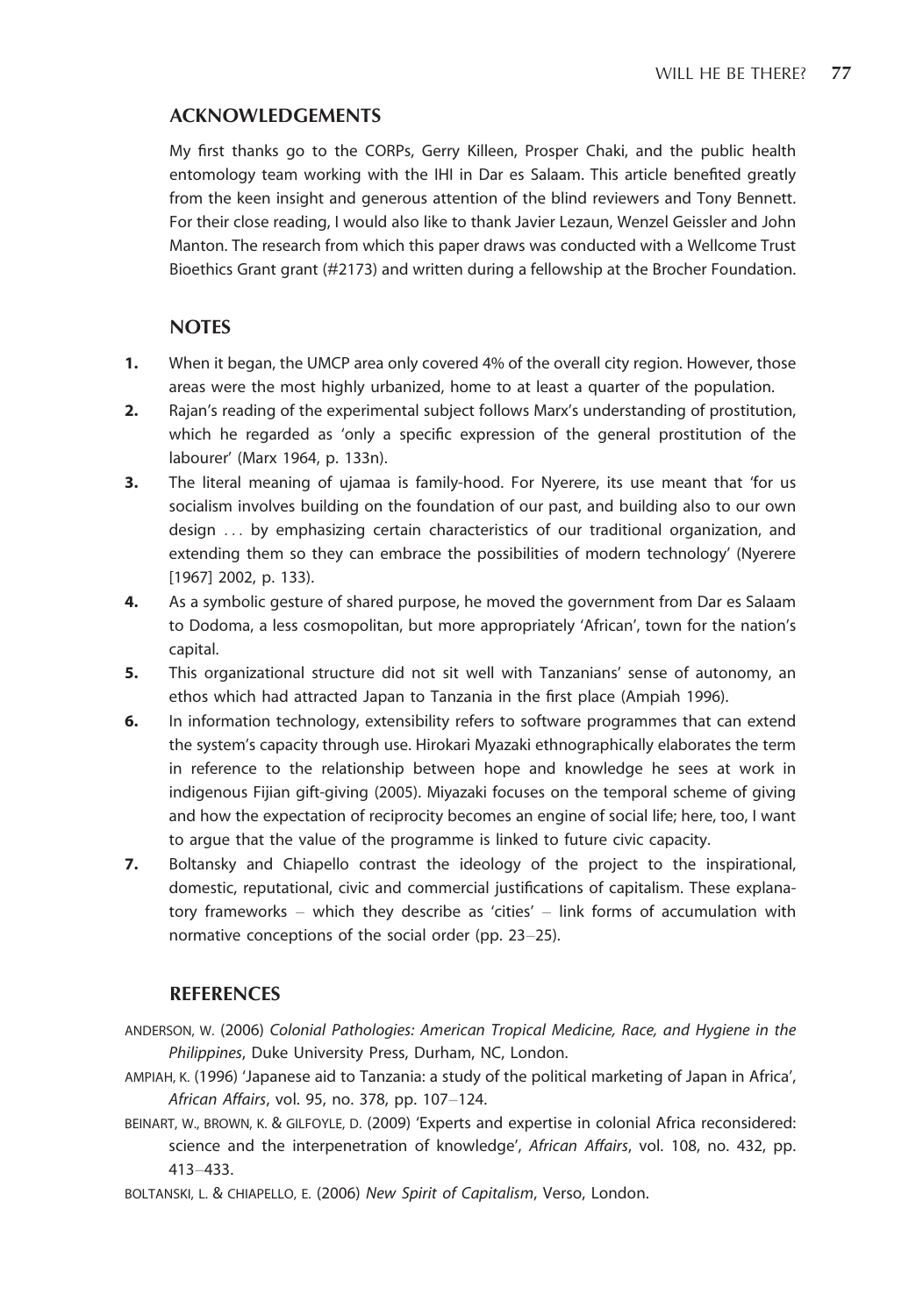## ACKNOWLEDGEMENTS

My first thanks go to the CORPs, Gerry Killeen, Prosper Chaki, and the public health entomology team working with the IHI in Dar es Salaam. This article benefited greatly from the keen insight and generous attention of the blind reviewers and Tony Bennett. For their close reading, I would also like to thank Javier Lezaun, Wenzel Geissler and John Manton. The research from which this paper draws was conducted with a Wellcome Trust Bioethics Grant grant (#2173) and written during a fellowship at the Brocher Foundation.

## NOTES

1. When it began, the UMCP area only covered 4% of the overall city region. However, those areas were the most highly urbanized, home to at least a quarter of the population.
2. Rajan's reading of the experimental subject follows Marx's understanding of prostitution, which he regarded as 'only a specific expression of the general prostitution of the labourer' (Marx 1964, p. 133n).
3. The literal meaning of ujamaa is family-hood. For Nyerere, its use meant that 'for us socialism involves building on the foundation of our past, and building also to our own design ... by emphasizing certain characteristics of our traditional organization, and extending them so they can embrace the possibilities of modern technology' (Nyerere [1967] 2002, p. 133).
4. As a symbolic gesture of shared purpose, he moved the government from Dar es Salaam to Dodoma, a less cosmopolitan, but more appropriately 'African', town for the nation's capital.
5. This organizational structure did not sit well with Tanzanians' sense of autonomy, an ethos which had attracted Japan to Tanzania in the first place (Ampiah 1996).
6. In information technology, extensibility refers to software programmes that can extend the system's capacity through use. Hirokari Myazaki ethnographically elaborates the term in reference to the relationship between hope and knowledge he sees at work in indigenous Fijian gift-giving (2005). Miyazaki focuses on the temporal scheme of giving and how the expectation of reciprocity becomes an engine of social life; here, too, I want to argue that the value of the programme is linked to future civic capacity.
7. Boltansky and Chiapello contrast the ideology of the project to the inspirational, domestic, reputational, civic and commercial justifications of capitalism. These explanatory frameworks – which they describe as 'cities' – link forms of accumulation with normative conceptions of the social order (pp. 23–25).

## REFERENCES

ANDERSON, W. (2006) *Colonial Pathologies: American Tropical Medicine, Race, and Hygiene in the Philippines*, Duke University Press, Durham, NC, London.

AMPIAH, K. (1996) 'Japanese aid to Tanzania: a study of the political marketing of Japan in Africa', *African Affairs*, vol. 95, no. 378, pp. 107–124.

BEINART, W., BROWN, K. & GILFOYLE, D. (2009) 'Experts and expertise in colonial Africa reconsidered: science and the interpenetration of knowledge', *African Affairs*, vol. 108, no. 432, pp. 413–433.

BOLTANSKI, L. & CHIAPELLO, E. (2006) *New Spirit of Capitalism*, Verso, London.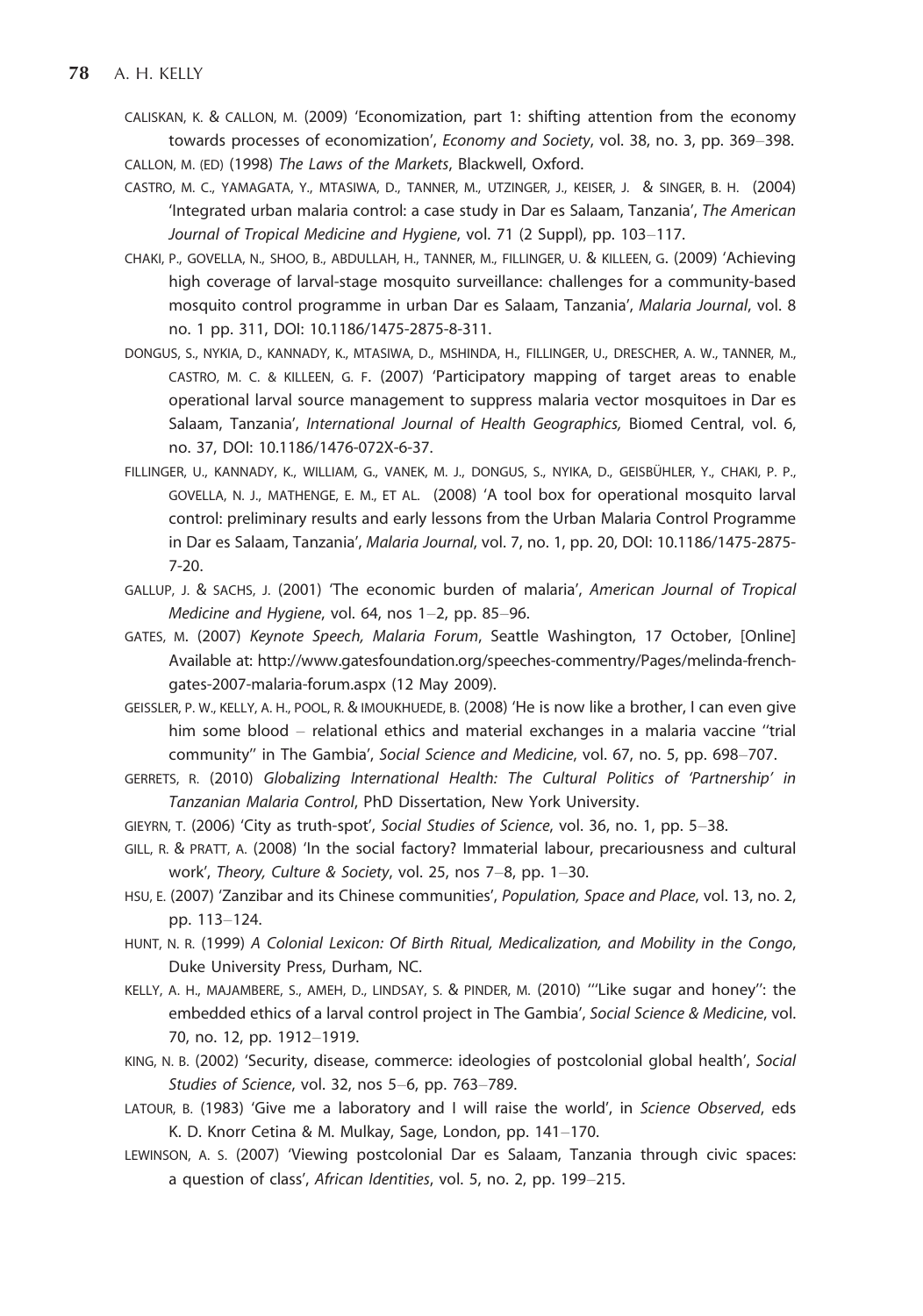CALISKAN, K. & CALLON, M. (2009) 'Economization, part 1: shifting attention from the economy towards processes of economization', *Economy and Society*, vol. 38, no. 3, pp. 369–398.

CALLON, M. (ED) (1998) *The Laws of the Markets*, Blackwell, Oxford.

CASTRO, M. C., YAMAGATA, Y., MTASIWA, D., TANNER, M., UTZINGER, J., KEISER, J. & SINGER, B. H. (2004) 'Integrated urban malaria control: a case study in Dar es Salaam, Tanzania', *The American Journal of Tropical Medicine and Hygiene*, vol. 71 (2 Suppl), pp. 103–117.

CHAKI, P., GOVELLA, N., SHOO, B., ABDULLAH, H., TANNER, M., FILLINGER, U. & KILLEEN, G. (2009) 'Achieving high coverage of larval-stage mosquito surveillance: challenges for a community-based mosquito control programme in urban Dar es Salaam, Tanzania', *Malaria Journal*, vol. 8 no. 1 pp. 311, DOI: 10.1186/1475-2875-8-311.

DONGUS, S., NYKIA, D., KANNADY, K., MTASIWA, D., MSHINDA, H., FILLINGER, U., DRESCHER, A. W., TANNER, M., CASTRO, M. C. & KILLEEN, G. F. (2007) 'Participatory mapping of target areas to enable operational larval source management to suppress malaria vector mosquitoes in Dar es Salaam, Tanzania', *International Journal of Health Geographics,* Biomed Central, vol. 6, no. 37, DOI: 10.1186/1476-072X-6-37.

FILLINGER, U., KANNADY, K., WILLIAM, G., VANEK, M. J., DONGUS, S., NYIKA, D., GEISBÜHLER, Y., CHAKI, P. P., GOVELLA, N. J., MATHENGE, E. M., ET AL. (2008) 'A tool box for operational mosquito larval control: preliminary results and early lessons from the Urban Malaria Control Programme in Dar es Salaam, Tanzania', *Malaria Journal*, vol. 7, no. 1, pp. 20, DOI: 10.1186/1475-2875-7-20.

GALLUP, J. & SACHS, J. (2001) 'The economic burden of malaria', *American Journal of Tropical Medicine and Hygiene*, vol. 64, nos 1–2, pp. 85–96.

GATES, M. (2007) *Keynote Speech, Malaria Forum*, Seattle Washington, 17 October, [Online] Available at: http://www.gatesfoundation.org/speeches-commentry/Pages/melinda-french-gates-2007-malaria-forum.aspx (12 May 2009).

GEISSLER, P. W., KELLY, A. H., POOL, R. & IMOUKHUEDE, B. (2008) 'He is now like a brother, I can even give him some blood – relational ethics and material exchanges in a malaria vaccine "trial community" in The Gambia', *Social Science and Medicine*, vol. 67, no. 5, pp. 698–707.

GERRETS, R. (2010) *Globalizing International Health: The Cultural Politics of 'Partnership' in Tanzanian Malaria Control*, PhD Dissertation, New York University.

GIEYRN, T. (2006) 'City as truth-spot', *Social Studies of Science*, vol. 36, no. 1, pp. 5–38.

GILL, R. & PRATT, A. (2008) 'In the social factory? Immaterial labour, precariousness and cultural work', *Theory, Culture & Society*, vol. 25, nos 7–8, pp. 1–30.

HSU, E. (2007) 'Zanzibar and its Chinese communities', *Population, Space and Place*, vol. 13, no. 2, pp. 113–124.

HUNT, N. R. (1999) *A Colonial Lexicon: Of Birth Ritual, Medicalization, and Mobility in the Congo*, Duke University Press, Durham, NC.

KELLY, A. H., MAJAMBERE, S., AMEH, D., LINDSAY, S. & PINDER, M. (2010) '"Like sugar and honey": the embedded ethics of a larval control project in The Gambia', *Social Science & Medicine*, vol. 70, no. 12, pp. 1912–1919.

KING, N. B. (2002) 'Security, disease, commerce: ideologies of postcolonial global health', *Social Studies of Science*, vol. 32, nos 5–6, pp. 763–789.

LATOUR, B. (1983) 'Give me a laboratory and I will raise the world', in *Science Observed*, eds K. D. Knorr Cetina & M. Mulkay, Sage, London, pp. 141–170.

LEWINSON, A. S. (2007) 'Viewing postcolonial Dar es Salaam, Tanzania through civic spaces: a question of class', *African Identities*, vol. 5, no. 2, pp. 199–215.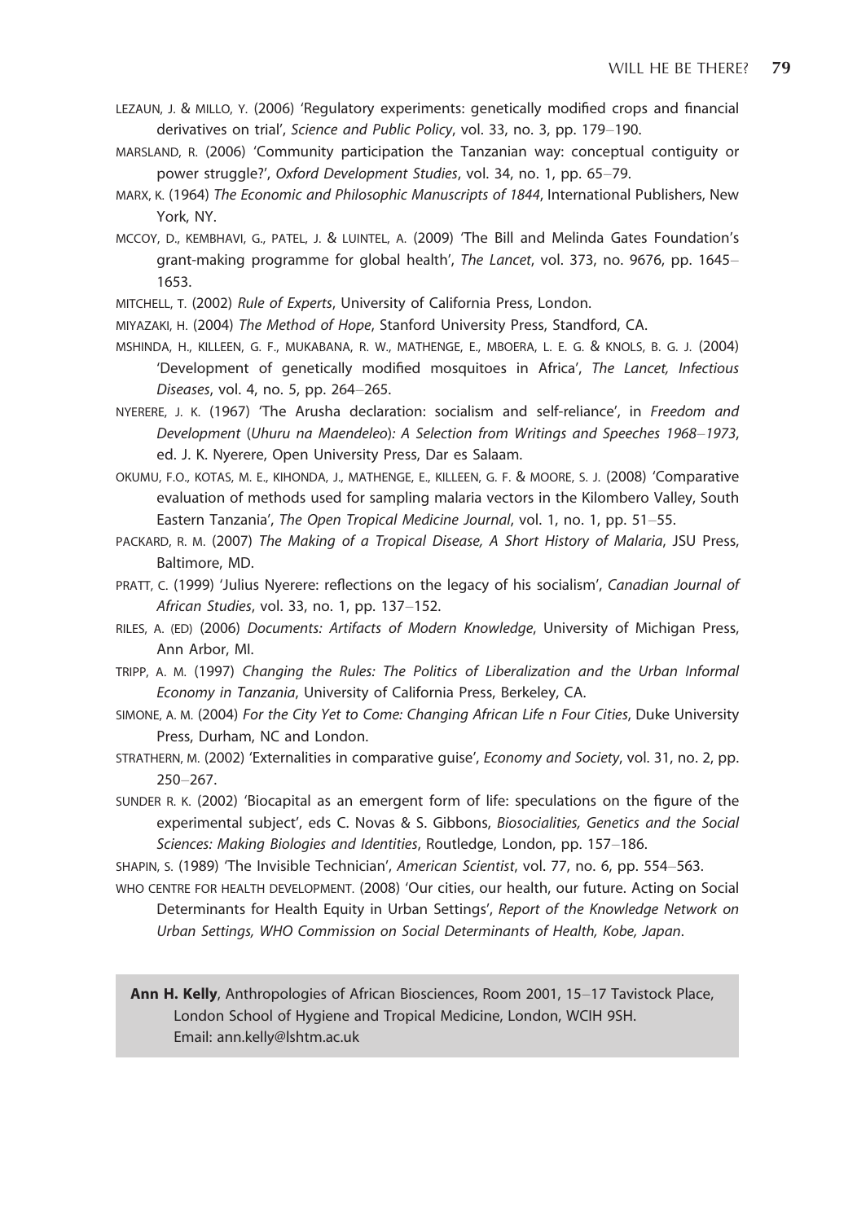LEZAUN, J. & MILLO, Y. (2006) 'Regulatory experiments: genetically modified crops and financial derivatives on trial', *Science and Public Policy*, vol. 33, no. 3, pp. 179–190.

MARSLAND, R. (2006) 'Community participation the Tanzanian way: conceptual contiguity or power struggle?', *Oxford Development Studies*, vol. 34, no. 1, pp. 65–79.

MARX, K. (1964) *The Economic and Philosophic Manuscripts of 1844*, International Publishers, New York, NY.

MCCOY, D., KEMBHAVI, G., PATEL, J. & LUINTEL, A. (2009) 'The Bill and Melinda Gates Foundation's grant-making programme for global health', *The Lancet*, vol. 373, no. 9676, pp. 1645–1653.

MITCHELL, T. (2002) *Rule of Experts*, University of California Press, London.

MIYAZAKI, H. (2004) *The Method of Hope*, Stanford University Press, Standford, CA.

MSHINDA, H., KILLEEN, G. F., MUKABANA, R. W., MATHENGE, E., MBOERA, L. E. G. & KNOLS, B. G. J. (2004) 'Development of genetically modified mosquitoes in Africa', *The Lancet, Infectious Diseases*, vol. 4, no. 5, pp. 264–265.

NYERERE, J. K. (1967) 'The Arusha declaration: socialism and self-reliance', in *Freedom and Development* (*Uhuru na Maendeleo*)*: A Selection from Writings and Speeches 1968–1973*, ed. J. K. Nyerere, Open University Press, Dar es Salaam.

OKUMU, F.O., KOTAS, M. E., KIHONDA, J., MATHENGE, E., KILLEEN, G. F. & MOORE, S. J. (2008) 'Comparative evaluation of methods used for sampling malaria vectors in the Kilombero Valley, South Eastern Tanzania', *The Open Tropical Medicine Journal*, vol. 1, no. 1, pp. 51–55.

PACKARD, R. M. (2007) *The Making of a Tropical Disease, A Short History of Malaria*, JSU Press, Baltimore, MD.

PRATT, C. (1999) 'Julius Nyerere: reflections on the legacy of his socialism', *Canadian Journal of African Studies*, vol. 33, no. 1, pp. 137–152.

RILES, A. (ED) (2006) *Documents: Artifacts of Modern Knowledge*, University of Michigan Press, Ann Arbor, MI.

TRIPP, A. M. (1997) *Changing the Rules: The Politics of Liberalization and the Urban Informal Economy in Tanzania*, University of California Press, Berkeley, CA.

SIMONE, A. M. (2004) *For the City Yet to Come: Changing African Life n Four Cities*, Duke University Press, Durham, NC and London.

STRATHERN, M. (2002) 'Externalities in comparative guise', *Economy and Society*, vol. 31, no. 2, pp. 250–267.

SUNDER R. K. (2002) 'Biocapital as an emergent form of life: speculations on the figure of the experimental subject', eds C. Novas & S. Gibbons, *Biosocialities, Genetics and the Social Sciences: Making Biologies and Identities*, Routledge, London, pp. 157–186.

SHAPIN, S. (1989) 'The Invisible Technician', *American Scientist*, vol. 77, no. 6, pp. 554–563.

WHO CENTRE FOR HEALTH DEVELOPMENT. (2008) 'Our cities, our health, our future. Acting on Social Determinants for Health Equity in Urban Settings', *Report of the Knowledge Network on Urban Settings, WHO Commission on Social Determinants of Health, Kobe, Japan*.

**Ann H. Kelly**, Anthropologies of African Biosciences, Room 2001, 15–17 Tavistock Place, London School of Hygiene and Tropical Medicine, London, WCIH 9SH. Email: ann.kelly@lshtm.ac.uk